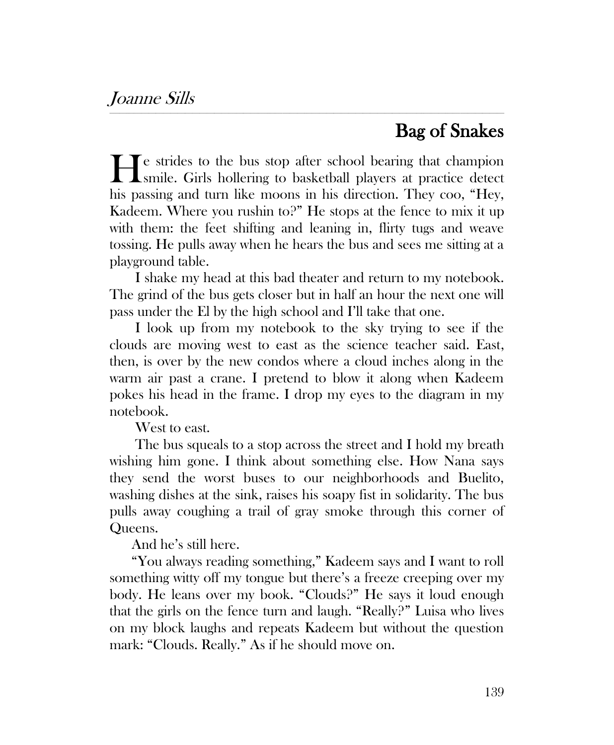*Joanne Sills*

# Bag of Snakes

He strides to the bus stop after school bearing that champion smile. Girls hollering to basketball players at practice detect his passing and turn like moons in his direction. They coo, "Hey, Kadeem. Where you rushin to?" He stops at the fence to mix it up with them: the feet shifting and leaning in, flirty tugs and weave tossing. He pulls away when he hears the bus and sees me sitting at a playground table.

I shake my head at this bad theater and return to my notebook. The grind of the bus gets closer but in half an hour the next one will pass under the El by the high school and I'll take that one.

I look up from my notebook to the sky trying to see if the clouds are moving west to east as the science teacher said. East, then, is over by the new condos where a cloud inches along in the warm air past a crane. I pretend to blow it along when Kadeem pokes his head in the frame. I drop my eyes to the diagram in my notebook.

West to east.

The bus squeals to a stop across the street and I hold my breath wishing him gone. I think about something else. How Nana says they send the worst buses to our neighborhoods and Buelito, washing dishes at the sink, raises his soapy fist in solidarity. The bus pulls away coughing a trail of gray smoke through this corner of Queens.

And he's still here.

"You always reading something," Kadeem says and I want to roll something witty off my tongue but there's a freeze creeping over my body. He leans over my book. "Clouds?" He says it loud enough that the girls on the fence turn and laugh. "Really?" Luisa who lives on my block laughs and repeats Kadeem but without the question mark: "Clouds. Really." As if he should move on.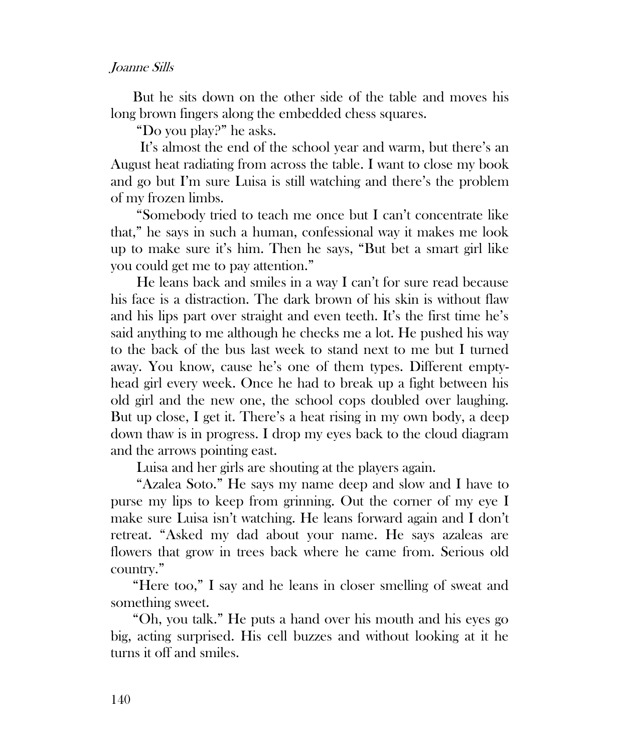But he sits down on the other side of the table and moves his long brown fingers along the embedded chess squares.

"Do you play?" he asks.

It's almost the end of the school year and warm, but there's an August heat radiating from across the table. I want to close my book and go but I'm sure Luisa is still watching and there's the problem of my frozen limbs.

"Somebody tried to teach me once but I can't concentrate like that," he says in such a human, confessional way it makes me look up to make sure it's him. Then he says, "But bet a smart girl like you could get me to pay attention."

He leans back and smiles in a way I can't for sure read because his face is a distraction. The dark brown of his skin is without flaw and his lips part over straight and even teeth. It's the first time he's said anything to me although he checks me a lot. He pushed his way to the back of the bus last week to stand next to me but I turned away. You know, cause he's one of them types. Different empty-head girl every week. Once he had to break up a fight between his old girl and the new one, the school cops doubled over laughing. But up close, I get it. There's a heat rising in my own body, a deep down thaw is in progress. I drop my eyes back to the cloud diagram and the arrows pointing east.

Luisa and her girls are shouting at the players again.

"Azalea Soto." He says my name deep and slow and I have to purse my lips to keep from grinning. Out the corner of my eye I make sure Luisa isn't watching. He leans forward again and I don't retreat. "Asked my dad about your name. He says azaleas are flowers that grow in trees back where he came from. Serious old country."

"Here too," I say and he leans in closer smelling of sweat and something sweet.

"Oh, you talk." He puts a hand over his mouth and his eyes go big, acting surprised. His cell buzzes and without looking at it he turns it off and smiles.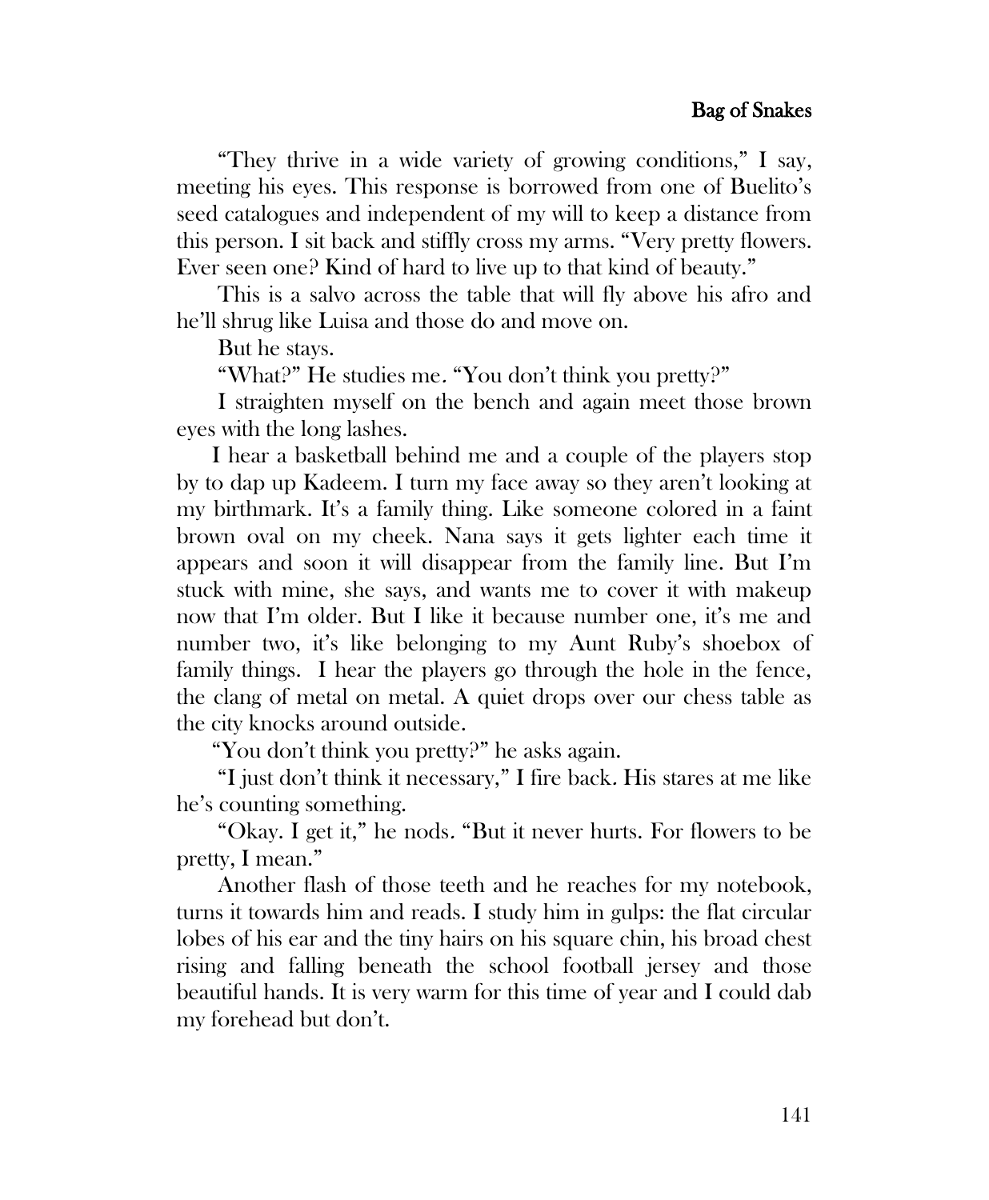"They thrive in a wide variety of growing conditions," I say, meeting his eyes. This response is borrowed from one of Buelito's seed catalogues and independent of my will to keep a distance from this person. I sit back and stiffly cross my arms. "Very pretty flowers. Ever seen one? Kind of hard to live up to that kind of beauty."

This is a salvo across the table that will fly above his afro and he'll shrug like Luisa and those do and move on.

But he stays.

"What?" He studies me. "You don't think you pretty?"

I straighten myself on the bench and again meet those brown eyes with the long lashes.

I hear a basketball behind me and a couple of the players stop by to dap up Kadeem. I turn my face away so they aren't looking at my birthmark. It's a family thing. Like someone colored in a faint brown oval on my cheek. Nana says it gets lighter each time it appears and soon it will disappear from the family line. But I'm stuck with mine, she says, and wants me to cover it with makeup now that I'm older. But I like it because number one, it's me and number two, it's like belonging to my Aunt Ruby's shoebox of family things. I hear the players go through the hole in the fence, the clang of metal on metal. A quiet drops over our chess table as the city knocks around outside.

"You don't think you pretty?" he asks again.

"I just don't think it necessary," I fire back. His stares at me like he's counting something.

"Okay. I get it," he nods. "But it never hurts. For flowers to be pretty, I mean."

Another flash of those teeth and he reaches for my notebook, turns it towards him and reads. I study him in gulps: the flat circular lobes of his ear and the tiny hairs on his square chin, his broad chest rising and falling beneath the school football jersey and those beautiful hands. It is very warm for this time of year and I could dab my forehead but don't.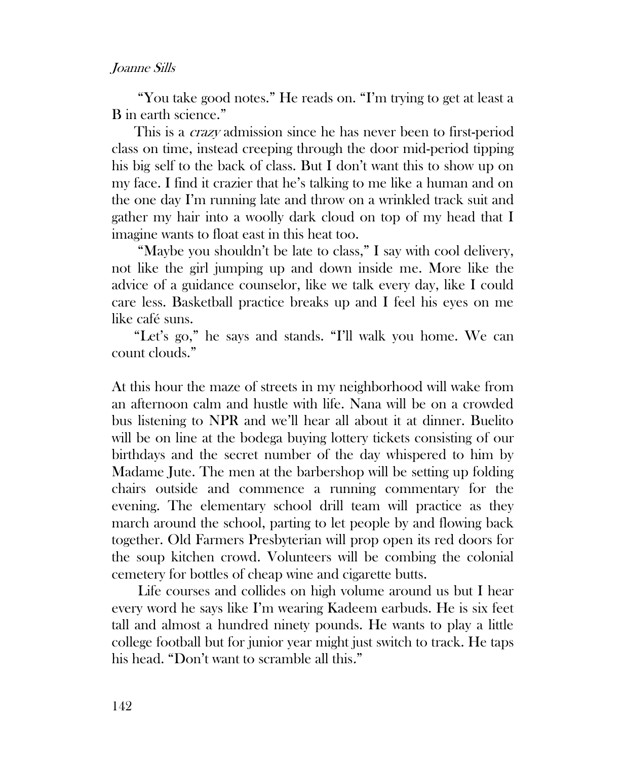"You take good notes." He reads on. "I'm trying to get at least a B in earth science."

This is a *crazy* admission since he has never been to first-period class on time, instead creeping through the door mid-period tipping his big self to the back of class. But I don't want this to show up on my face. I find it crazier that he's talking to me like a human and on the one day I'm running late and throw on a wrinkled track suit and gather my hair into a woolly dark cloud on top of my head that I imagine wants to float east in this heat too.

"Maybe you shouldn't be late to class," I say with cool delivery, not like the girl jumping up and down inside me. More like the advice of a guidance counselor, like we talk every day, like I could care less. Basketball practice breaks up and I feel his eyes on me like café suns.

"Let's go," he says and stands. "I'll walk you home. We can count clouds."

At this hour the maze of streets in my neighborhood will wake from an afternoon calm and hustle with life. Nana will be on a crowded bus listening to NPR and we'll hear all about it at dinner. Buelito will be on line at the bodega buying lottery tickets consisting of our birthdays and the secret number of the day whispered to him by Madame Jute. The men at the barbershop will be setting up folding chairs outside and commence a running commentary for the evening. The elementary school drill team will practice as they march around the school, parting to let people by and flowing back together. Old Farmers Presbyterian will prop open its red doors for the soup kitchen crowd. Volunteers will be combing the colonial cemetery for bottles of cheap wine and cigarette butts.

Life courses and collides on high volume around us but I hear every word he says like I'm wearing Kadeem earbuds. He is six feet tall and almost a hundred ninety pounds. He wants to play a little college football but for junior year might just switch to track. He taps his head. "Don't want to scramble all this."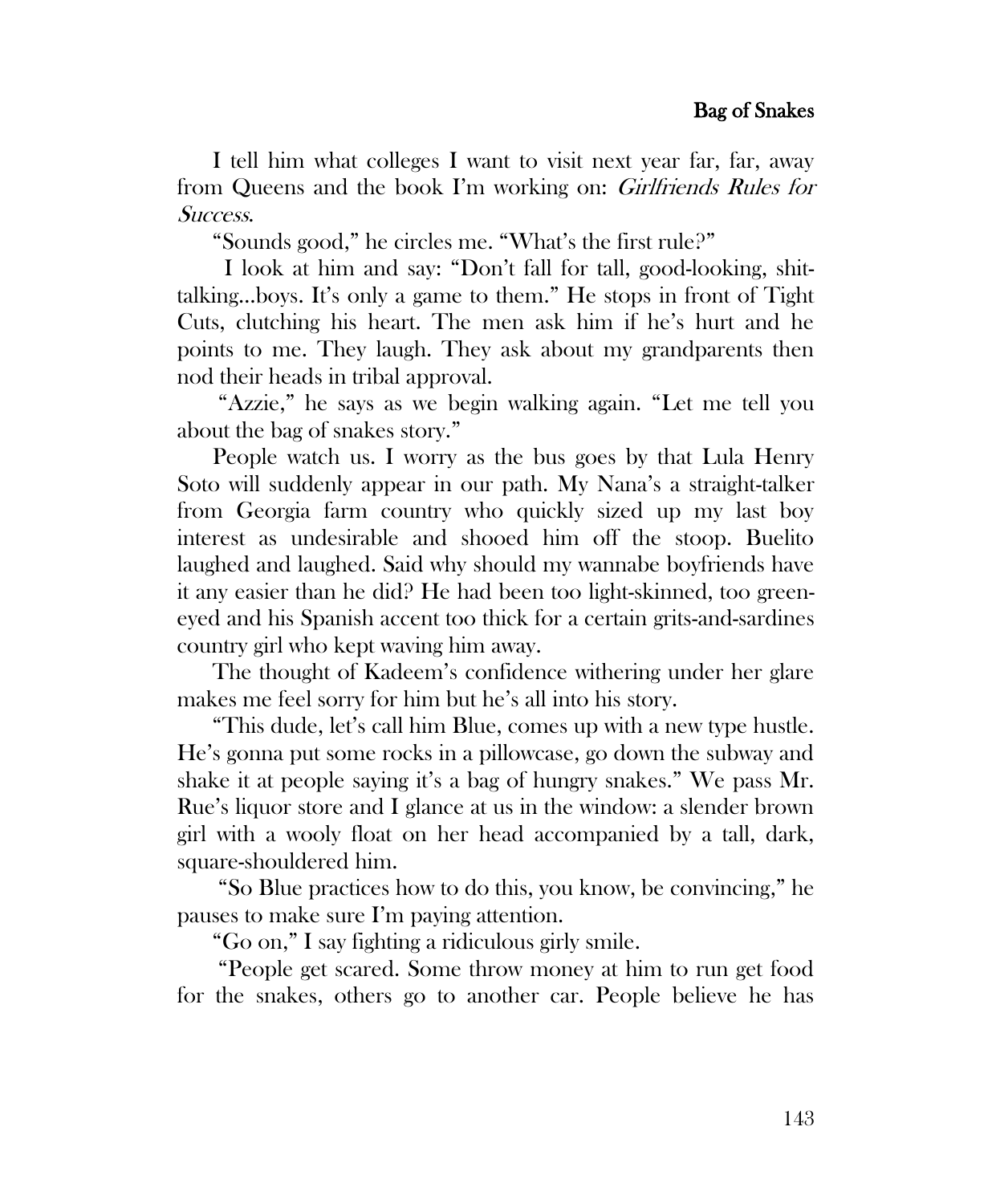I tell him what colleges I want to visit next year far, far, away from Queens and the book I'm working on: *Girlfriends Rules for Success*.

"Sounds good," he circles me. "What's the first rule?"

I look at him and say: "Don't fall for tall, good-looking, shit-talking…boys. It's only a game to them." He stops in front of Tight Cuts, clutching his heart. The men ask him if he's hurt and he points to me. They laugh. They ask about my grandparents then nod their heads in tribal approval.

"Azzie," he says as we begin walking again. "Let me tell you about the bag of snakes story."

People watch us. I worry as the bus goes by that Lula Henry Soto will suddenly appear in our path. My Nana's a straight-talker from Georgia farm country who quickly sized up my last boy interest as undesirable and shooed him off the stoop. Buelito laughed and laughed. Said why should my wannabe boyfriends have it any easier than he did? He had been too light-skinned, too green-eyed and his Spanish accent too thick for a certain grits-and-sardines country girl who kept waving him away.

The thought of Kadeem's confidence withering under her glare makes me feel sorry for him but he's all into his story.

"This dude, let's call him Blue, comes up with a new type hustle. He's gonna put some rocks in a pillowcase, go down the subway and shake it at people saying it's a bag of hungry snakes." We pass Mr. Rue's liquor store and I glance at us in the window: a slender brown girl with a wooly float on her head accompanied by a tall, dark, square-shouldered him.

"So Blue practices how to do this, you know, be convincing," he pauses to make sure I'm paying attention.

"Go on," I say fighting a ridiculous girly smile.

"People get scared. Some throw money at him to run get food for the snakes, others go to another car. People believe he has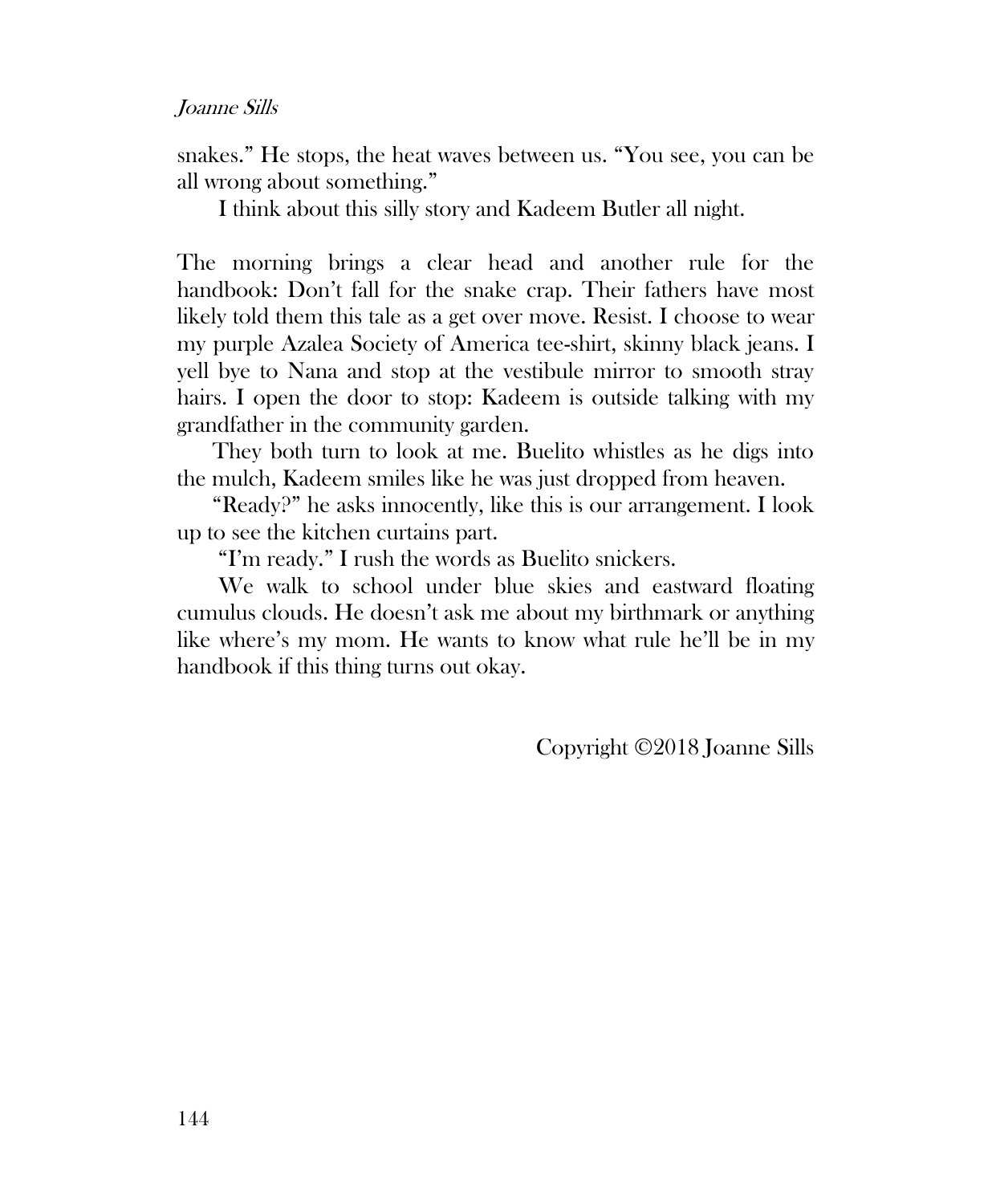snakes." He stops, the heat waves between us. "You see, you can be all wrong about something."

I think about this silly story and Kadeem Butler all night.

The morning brings a clear head and another rule for the handbook: Don't fall for the snake crap. Their fathers have most likely told them this tale as a get over move. Resist. I choose to wear my purple Azalea Society of America tee-shirt, skinny black jeans. I yell bye to Nana and stop at the vestibule mirror to smooth stray hairs. I open the door to stop: Kadeem is outside talking with my grandfather in the community garden.

They both turn to look at me. Buelito whistles as he digs into the mulch, Kadeem smiles like he was just dropped from heaven.

"Ready?" he asks innocently, like this is our arrangement. I look up to see the kitchen curtains part.

"I'm ready." I rush the words as Buelito snickers.

We walk to school under blue skies and eastward floating cumulus clouds. He doesn't ask me about my birthmark or anything like where's my mom. He wants to know what rule he'll be in my handbook if this thing turns out okay.

Copyright ©2018 Joanne Sills